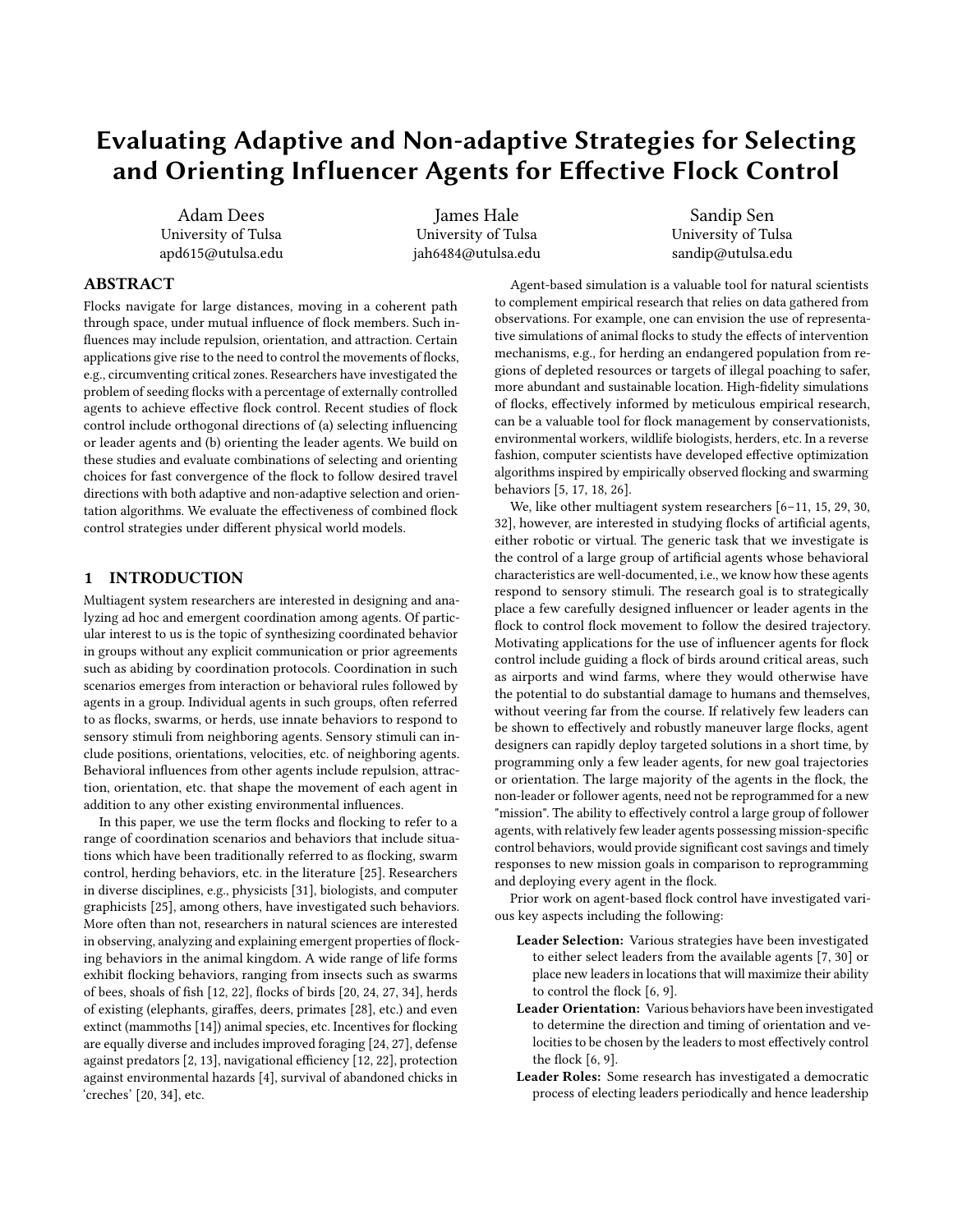# Evaluating Adaptive and Non-adaptive Strategies for Selecting and Orienting Influencer Agents for Effective Flock Control

Adam Dees
University of Tulsa
apd615@utulsa.edu

James Hale
University of Tulsa
jah6484@utulsa.edu

Sandip Sen
University of Tulsa
sandip@utulsa.edu

## ABSTRACT

Flocks navigate for large distances, moving in a coherent path through space, under mutual influence of flock members. Such influences may include repulsion, orientation, and attraction. Certain applications give rise to the need to control the movements of flocks, e.g., circumventing critical zones. Researchers have investigated the problem of seeding flocks with a percentage of externally controlled agents to achieve effective flock control. Recent studies of flock control include orthogonal directions of (a) selecting influencing or leader agents and (b) orienting the leader agents. We build on these studies and evaluate combinations of selecting and orienting choices for fast convergence of the flock to follow desired travel directions with both adaptive and non-adaptive selection and orientation algorithms. We evaluate the effectiveness of combined flock control strategies under different physical world models.

## 1 INTRODUCTION

Multiagent system researchers are interested in designing and analyzing ad hoc and emergent coordination among agents. Of particular interest to us is the topic of synthesizing coordinated behavior in groups without any explicit communication or prior agreements such as abiding by coordination protocols. Coordination in such scenarios emerges from interaction or behavioral rules followed by agents in a group. Individual agents in such groups, often referred to as flocks, swarms, or herds, use innate behaviors to respond to sensory stimuli from neighboring agents. Sensory stimuli can include positions, orientations, velocities, etc. of neighboring agents. Behavioral influences from other agents include repulsion, attraction, orientation, etc. that shape the movement of each agent in addition to any other existing environmental influences.

In this paper, we use the term flocks and flocking to refer to a range of coordination scenarios and behaviors that include situations which have been traditionally referred to as flocking, swarm control, herding behaviors, etc. in the literature [25]. Researchers in diverse disciplines, e.g., physicists [31], biologists, and computer graphicists [25], among others, have investigated such behaviors. More often than not, researchers in natural sciences are interested in observing, analyzing and explaining emergent properties of flocking behaviors in the animal kingdom. A wide range of life forms exhibit flocking behaviors, ranging from insects such as swarms of bees, shoals of fish [12, 22], flocks of birds [20, 24, 27, 34], herds of existing (elephants, giraffes, deers, primates [28], etc.) and even extinct (mammoths [14]) animal species, etc. Incentives for flocking are equally diverse and includes improved foraging [24, 27], defense against predators [2, 13], navigational efficiency [12, 22], protection against environmental hazards [4], survival of abandoned chicks in 'creches' [20, 34], etc.

Agent-based simulation is a valuable tool for natural scientists to complement empirical research that relies on data gathered from observations. For example, one can envision the use of representative simulations of animal flocks to study the effects of intervention mechanisms, e.g., for herding an endangered population from regions of depleted resources or targets of illegal poaching to safer, more abundant and sustainable location. High-fidelity simulations of flocks, effectively informed by meticulous empirical research, can be a valuable tool for flock management by conservationists, environmental workers, wildlife biologists, herders, etc. In a reverse fashion, computer scientists have developed effective optimization algorithms inspired by empirically observed flocking and swarming behaviors [5, 17, 18, 26].

We, like other multiagent system researchers [6–11, 15, 29, 30, 32], however, are interested in studying flocks of artificial agents, either robotic or virtual. The generic task that we investigate is the control of a large group of artificial agents whose behavioral characteristics are well-documented, i.e., we know how these agents respond to sensory stimuli. The research goal is to strategically place a few carefully designed influencer or leader agents in the flock to control flock movement to follow the desired trajectory. Motivating applications for the use of influencer agents for flock control include guiding a flock of birds around critical areas, such as airports and wind farms, where they would otherwise have the potential to do substantial damage to humans and themselves, without veering far from the course. If relatively few leaders can be shown to effectively and robustly maneuver large flocks, agent designers can rapidly deploy targeted solutions in a short time, by programming only a few leader agents, for new goal trajectories or orientation. The large majority of the agents in the flock, the non-leader or follower agents, need not be reprogrammed for a new "mission". The ability to effectively control a large group of follower agents, with relatively few leader agents possessing mission-specific control behaviors, would provide significant cost savings and timely responses to new mission goals in comparison to reprogramming and deploying every agent in the flock.

Prior work on agent-based flock control have investigated various key aspects including the following:

**Leader Selection:** Various strategies have been investigated to either select leaders from the available agents [7, 30] or place new leaders in locations that will maximize their ability to control the flock [6, 9].

**Leader Orientation:** Various behaviors have been investigated to determine the direction and timing of orientation and velocities to be chosen by the leaders to most effectively control the flock [6, 9].

**Leader Roles:** Some research has investigated a democratic process of electing leaders periodically and hence leadership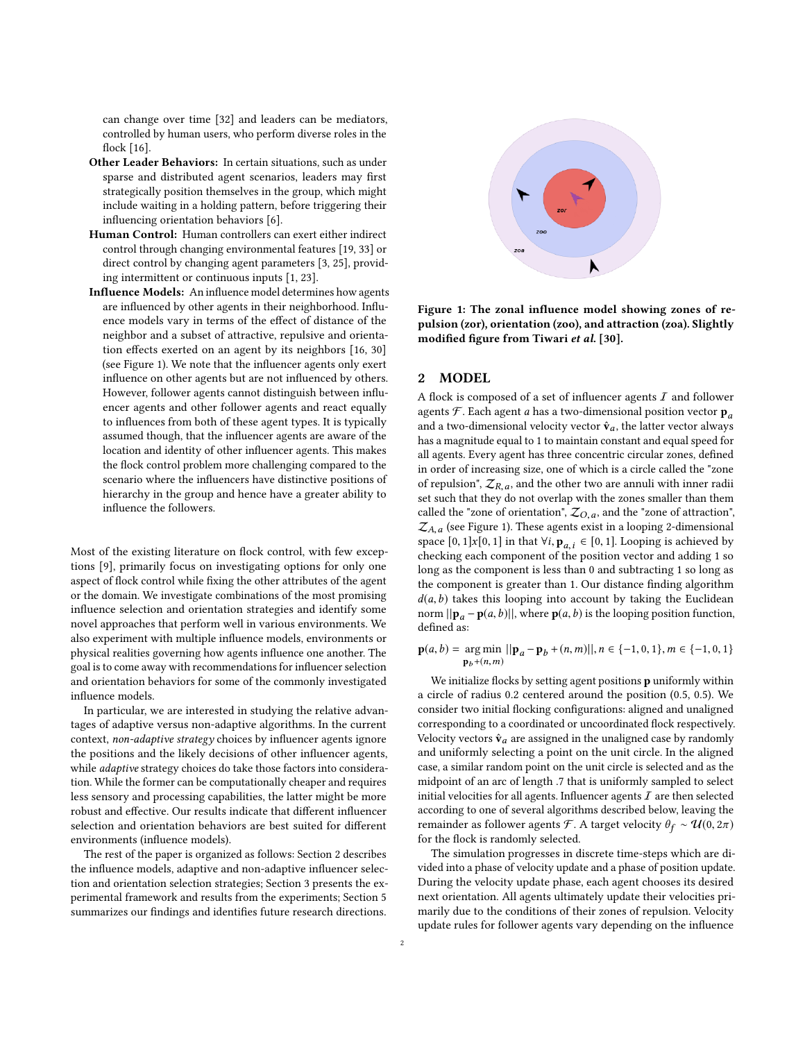can change over time [32] and leaders can be mediators, controlled by human users, who perform diverse roles in the flock [16].

- **Other Leader Behaviors:** In certain situations, such as under sparse and distributed agent scenarios, leaders may first strategically position themselves in the group, which might include waiting in a holding pattern, before triggering their influencing orientation behaviors [6].
- **Human Control:** Human controllers can exert either indirect control through changing environmental features [19, 33] or direct control by changing agent parameters [3, 25], providing intermittent or continuous inputs [1, 23].
- **Influence Models:** An influence model determines how agents are influenced by other agents in their neighborhood. Influence models vary in terms of the effect of distance of the neighbor and a subset of attractive, repulsive and orientation effects exerted on an agent by its neighbors [16, 30] (see Figure 1). We note that the influencer agents only exert influence on other agents but are not influenced by others. However, follower agents cannot distinguish between influencer agents and other follower agents and react equally to influences from both of these agent types. It is typically assumed though, that the influencer agents are aware of the location and identity of other influencer agents. This makes the flock control problem more challenging compared to the scenario where the influencers have distinctive positions of hierarchy in the group and hence have a greater ability to influence the followers.

Most of the existing literature on flock control, with few exceptions [9], primarily focus on investigating options for only one aspect of flock control while fixing the other attributes of the agent or the domain. We investigate combinations of the most promising influence selection and orientation strategies and identify some novel approaches that perform well in various environments. We also experiment with multiple influence models, environments or physical realities governing how agents influence one another. The goal is to come away with recommendations for influencer selection and orientation behaviors for some of the commonly investigated influence models.

In particular, we are interested in studying the relative advantages of adaptive versus non-adaptive algorithms. In the current context, *non-adaptive strategy* choices by influencer agents ignore the positions and the likely decisions of other influencer agents, while *adaptive* strategy choices do take those factors into consideration. While the former can be computationally cheaper and requires less sensory and processing capabilities, the latter might be more robust and effective. Our results indicate that different influencer selection and orientation behaviors are best suited for different environments (influence models).

The rest of the paper is organized as follows: Section 2 describes the influence models, adaptive and non-adaptive influencer selection and orientation selection strategies; Section 3 presents the experimental framework and results from the experiments; Section 5 summarizes our findings and identifies future research directions.

**Figure 1: The zonal influence model showing zones of repulsion (zor), orientation (zoo), and attraction (zoa). Slightly modified figure from Tiwari *et al.* [30].**

## 2 MODEL

A flock is composed of a set of influencer agents $\mathcal{I}$ and follower agents $\mathcal{F}$. Each agent $a$ has a two-dimensional position vector $\mathbf{p}_a$ and a two-dimensional velocity vector $\hat{\mathbf{v}}_a$, the latter vector always has a magnitude equal to 1 to maintain constant and equal speed for all agents. Every agent has three concentric circular zones, defined in order of increasing size, one of which is a circle called the "zone of repulsion", $\mathcal{Z}_{R,a}$, and the other two are annuli with inner radii set such that they do not overlap with the zones smaller than them called the "zone of orientation", $\mathcal{Z}_{O,a}$, and the "zone of attraction", $\mathcal{Z}_{A,a}$ (see Figure 1). These agents exist in a looping 2-dimensional space $[0,1]x[0,1]$ in that $\forall i, \mathbf{p}_{a,i} \in [0,1]$. Looping is achieved by checking each component of the position vector and adding 1 so long as the component is less than 0 and subtracting 1 so long as the component is greater than 1. Our distance finding algorithm $d(a,b)$ takes this looping into account by taking the Euclidean norm $||\mathbf{p}_a - \mathbf{p}(a,b)||$, where $\mathbf{p}(a,b)$ is the looping position function, defined as:

$$\mathbf{p}(a,b) = \underset{\mathbf{p}_b+(n,m)}{\arg\min} \; ||\mathbf{p}_a - \mathbf{p}_b + (n,m)||, n \in \{-1,0,1\}, m \in \{-1,0,1\}$$

We initialize flocks by setting agent positions $\mathbf{p}$ uniformly within a circle of radius 0.2 centered around the position (0.5, 0.5). We consider two initial flocking configurations: aligned and unaligned corresponding to a coordinated or uncoordinated flock respectively. Velocity vectors $\hat{\mathbf{v}}_a$ are assigned in the unaligned case by randomly and uniformly selecting a point on the unit circle. In the aligned case, a similar random point on the unit circle is selected and as the midpoint of an arc of length .7 that is uniformly sampled to select initial velocities for all agents. Influencer agents $\mathcal{I}$ are then selected according to one of several algorithms described below, leaving the remainder as follower agents $\mathcal{F}$. A target velocity $\theta_f \sim \mathcal{U}(0, 2\pi)$ for the flock is randomly selected.

The simulation progresses in discrete time-steps which are divided into a phase of velocity update and a phase of position update. During the velocity update phase, each agent chooses its desired next orientation. All agents ultimately update their velocities primarily due to the conditions of their zones of repulsion. Velocity update rules for follower agents vary depending on the influence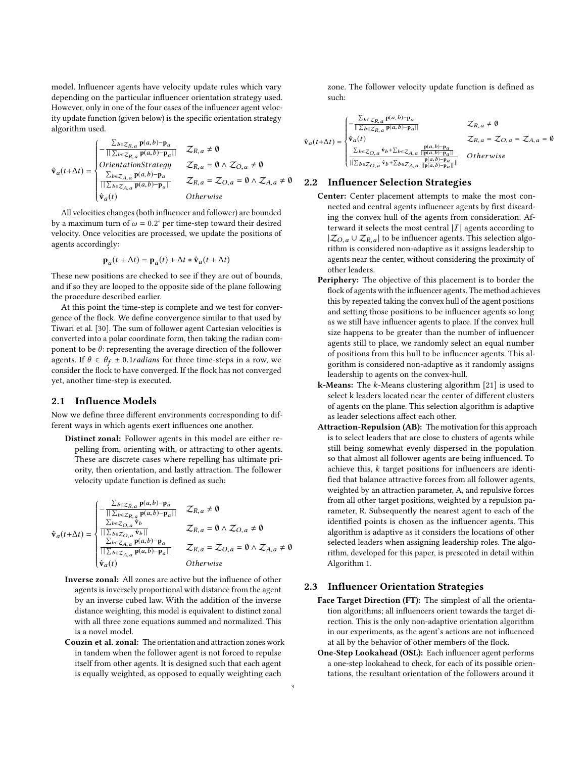model. Influencer agents have velocity update rules which vary depending on the particular influencer orientation strategy used. However, only in one of the four cases of the influencer agent velocity update function (given below) is the specific orientation strategy algorithm used.

$$
\hat{\mathbf{v}}_a(t{+}\Delta t) = \begin{cases} -\frac{\sum_{b \in \mathcal{Z}_{R,a}} \mathbf{p}(a,b) - \mathbf{p}_a}{||\sum_{b \in \mathcal{Z}_{R,a}} \mathbf{p}(a,b) - \mathbf{p}_a||} & \mathcal{Z}_{R,a} \neq \emptyset \\ OrientationStrategy & \mathcal{Z}_{R,a} = \emptyset \wedge \mathcal{Z}_{O,a} \neq \emptyset \\ \frac{\sum_{b \in \mathcal{Z}_{A,a}} \mathbf{p}(a,b) - \mathbf{p}_a}{||\sum_{b \in \mathcal{Z}_{A,a}} \mathbf{p}(a,b) - \mathbf{p}_a||} & \mathcal{Z}_{R,a} = \mathcal{Z}_{O,a} = \emptyset \wedge \mathcal{Z}_{A,a} \neq \emptyset \\ \hat{\mathbf{v}}_a(t) & Otherwise \end{cases}
$$

All velocities changes (both influencer and follower) are bounded by a maximum turn of $\omega = 0.2^{\circ}$ per time-step toward their desired velocity. Once velocities are processed, we update the positions of agents accordingly:

$$
\mathbf{p}_a(t + \Delta t) = \mathbf{p}_a(t) + \Delta t * \hat{\mathbf{v}}_a(t + \Delta t)
$$

These new positions are checked to see if they are out of bounds, and if so they are looped to the opposite side of the plane following the procedure described earlier.

At this point the time-step is complete and we test for convergence of the flock. We define convergence similar to that used by Tiwari et al. [30]. The sum of follower agent Cartesian velocities is converted into a polar coordinate form, then taking the radian component to be $\theta$: representing the average direction of the follower agents. If $\theta \in \theta_f \pm 0.1 radians$ for three time-steps in a row, we consider the flock to have converged. If the flock has not converged yet, another time-step is executed.

## 2.1 Influence Models

Now we define three different environments corresponding to different ways in which agents exert influences one another.

**Distinct zonal:** Follower agents in this model are either repelling from, orienting with, or attracting to other agents. These are discrete cases where repelling has ultimate priority, then orientation, and lastly attraction. The follower velocity update function is defined as such:

$$
\hat{\mathbf{v}}_a(t{+}\Delta t) = \begin{cases} -\frac{\sum_{b \in \mathcal{Z}_{R,a}} \mathbf{p}(a,b) - \mathbf{p}_a}{||\sum_{b \in \mathcal{Z}_{R,a}} \mathbf{p}(a,b) - \mathbf{p}_a||} & \mathcal{Z}_{R,a} \neq \emptyset \\ \frac{\sum_{b \in \mathcal{Z}_{O,a}} \hat{\mathbf{v}}_b}{||\sum_{b \in \mathcal{Z}_{O,a}} \hat{\mathbf{v}}_b||} & \mathcal{Z}_{R,a} = \emptyset \wedge \mathcal{Z}_{O,a} \neq \emptyset \\ \frac{\sum_{b \in \mathcal{Z}_{A,a}} \mathbf{p}(a,b) - \mathbf{p}_a}{||\sum_{b \in \mathcal{Z}_{A,a}} \mathbf{p}(a,b) - \mathbf{p}_a||} & \mathcal{Z}_{R,a} = \mathcal{Z}_{O,a} = \emptyset \wedge \mathcal{Z}_{A,a} \neq \emptyset \\ \hat{\mathbf{v}}_a(t) & Otherwise \end{cases}
$$

**Inverse zonal:** All zones are active but the influence of other agents is inversely proportional with distance from the agent by an inverse cubed law. With the addition of the inverse distance weighting, this model is equivalent to distinct zonal with all three zone equations summed and normalized. This is a novel model.

**Couzin et al. zonal:** The orientation and attraction zones work in tandem when the follower agent is not forced to repulse itself from other agents. It is designed such that each agent is equally weighted, as opposed to equally weighting each zone. The follower velocity update function is defined as such:

$$
\hat{\mathbf{v}}_a(t{+}\Delta t) = \begin{cases} -\frac{\sum_{b \in \mathcal{Z}_{R,a}} \mathbf{p}(a,b) - \mathbf{p}_a}{||\sum_{b \in \mathcal{Z}_{R,a}} \mathbf{p}(a,b) - \mathbf{p}_a||} & \mathcal{Z}_{R,a} \neq \emptyset \\ \hat{\mathbf{v}}_a(t) & \mathcal{Z}_{R,a} = \mathcal{Z}_{O,a} = \mathcal{Z}_{A,a} = \emptyset \\ \frac{\sum_{b \in \mathcal{Z}_{O,a}} \hat{\mathbf{v}}_b + \sum_{b \in \mathcal{Z}_{A,a}} \frac{\mathbf{p}(a,b) - \mathbf{p}_a}{||\mathbf{p}(a,b) - \mathbf{p}_a||}}{||\sum_{b \in \mathcal{Z}_{O,a}} \hat{\mathbf{v}}_b + \sum_{b \in \mathcal{Z}_{A,a}} \frac{\mathbf{p}(a,b) - \mathbf{p}_a}{||\mathbf{p}(a,b) - \mathbf{p}_a||}||} & Otherwise \end{cases}
$$

## 2.2 Influencer Selection Strategies

**Center:** Center placement attempts to make the most connected and central agents influencer agents by first discarding the convex hull of the agents from consideration. Afterward it selects the most central $|\mathcal{I}|$ agents according to $|\mathcal{Z}_{O,a} \cup \mathcal{Z}_{R,a}|$ to be influencer agents. This selection algorithm is considered non-adaptive as it assigns leadership to agents near the center, without considering the proximity of other leaders.

**Periphery:** The objective of this placement is to border the flock of agents with the influencer agents. The method achieves this by repeated taking the convex hull of the agent positions and setting those positions to be influencer agents so long as we still have influencer agents to place. If the convex hull size happens to be greater than the number of influencer agents still to place, we randomly select an equal number of positions from this hull to be influencer agents. This algorithm is considered non-adaptive as it randomly assigns leadership to agents on the convex-hull.

**k-Means:** The $k$-Means clustering algorithm [21] is used to select k leaders located near the center of different clusters of agents on the plane. This selection algorithm is adaptive as leader selections affect each other.

**Attraction-Repulsion (AB):** The motivation for this approach is to select leaders that are close to clusters of agents while still being somewhat evenly dispersed in the population so that almost all follower agents are being influenced. To achieve this, $k$ target positions for influencers are identified that balance attractive forces from all follower agents, weighted by an attraction parameter, A, and repulsive forces from all other target positions, weighted by a repulsion parameter, R. Subsequently the nearest agent to each of the identified points is chosen as the influencer agents. This algorithm is adaptive as it considers the locations of other selected leaders when assigning leadership roles. The algorithm, developed for this paper, is presented in detail within Algorithm 1.

## 2.3 Influencer Orientation Strategies

**Face Target Direction (FT):** The simplest of all the orientation algorithms; all influencers orient towards the target direction. This is the only non-adaptive orientation algorithm in our experiments, as the agent's actions are not influenced at all by the behavior of other members of the flock.

**One-Step Lookahead (OSL):** Each influencer agent performs a one-step lookahead to check, for each of its possible orientations, the resultant orientation of the followers around it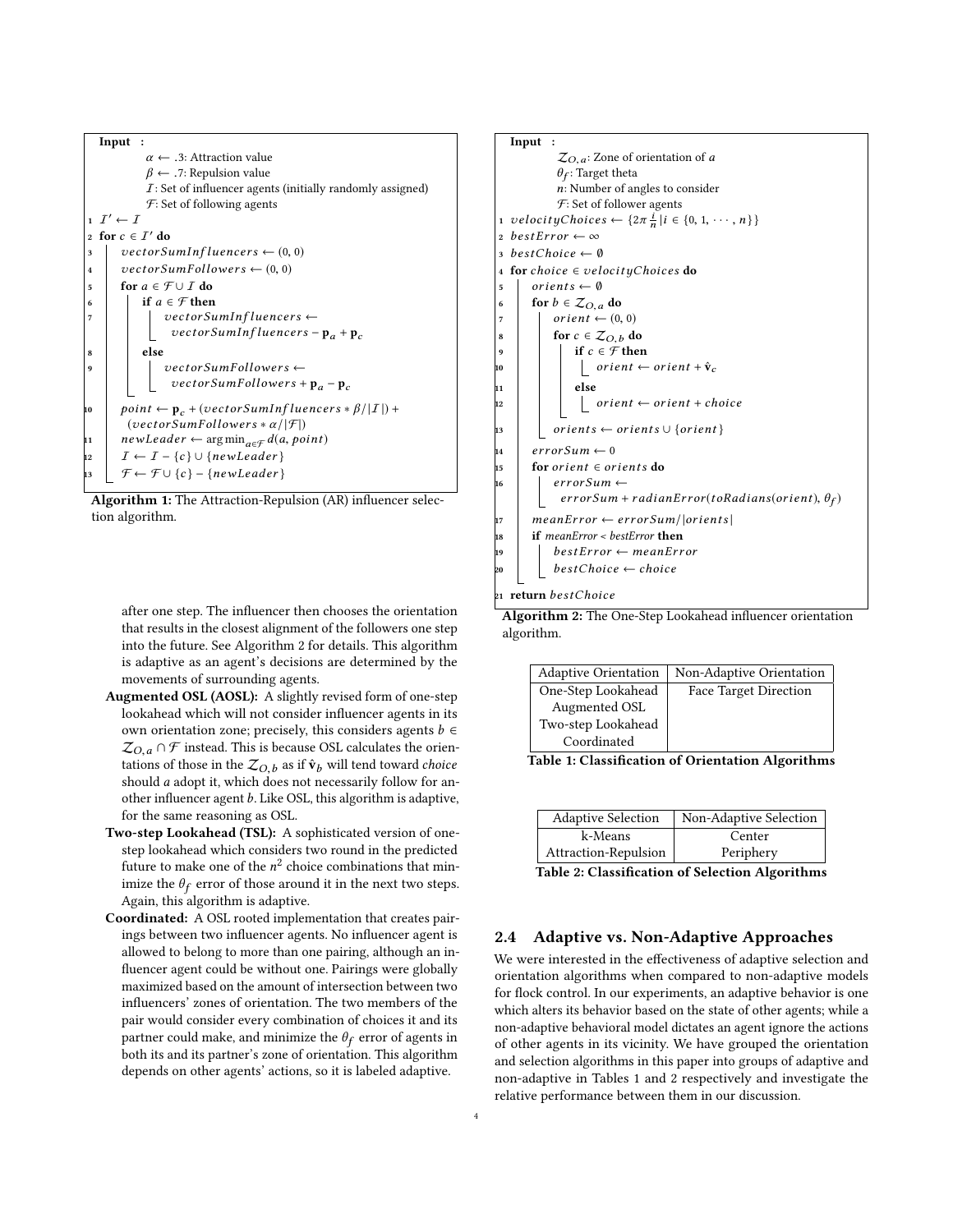```
Input :
    α ← .3: Attraction value
    β ← .7: Repulsion value
    I: Set of influencer agents (initially randomly assigned)
    F: Set of following agents
1  I' ← I
2  for c ∈ I' do
3      vectorSumInfluencers ← (0, 0)
4      vectorSumFollowers ← (0, 0)
5      for a ∈ F ∪ I do
6          if a ∈ F then
7              vectorSumInfluencers ←
                 vectorSumInfluencers − p_a + p_c
8          else
9              vectorSumFollowers ←
                 vectorSumFollowers + p_a − p_c
10     point ← p_c + (vectorSumInfluencers * β/|I|) +
         (vectorSumFollowers * α/|F|)
11     newLeader ← argmin_{a∈F} d(a, point)
12     I ← I − {c} ∪ {newLeader}
13     F ← F ∪ {c} − {newLeader}
```

**Algorithm 1:** The Attraction-Repulsion (AR) influencer selection algorithm.

after one step. The influencer then chooses the orientation that results in the closest alignment of the followers one step into the future. See Algorithm 2 for details. This algorithm is adaptive as an agent's decisions are determined by the movements of surrounding agents.

**Augmented OSL (AOSL):** A slightly revised form of one-step lookahead which will not consider influencer agents in its own orientation zone; precisely, this considers agents $b \in \mathcal{Z}_{O,a} \cap \mathcal{F}$ instead. This is because OSL calculates the orientations of those in the $\mathcal{Z}_{O,b}$ as if $\hat{\mathbf{v}}_b$ will tend toward *choice* should $a$ adopt it, which does not necessarily follow for another influencer agent $b$. Like OSL, this algorithm is adaptive, for the same reasoning as OSL.

**Two-step Lookahead (TSL):** A sophisticated version of one-step lookahead which considers two round in the predicted future to make one of the $n^2$ choice combinations that minimize the $\theta_f$ error of those around it in the next two steps. Again, this algorithm is adaptive.

**Coordinated:** A OSL rooted implementation that creates pairings between two influencer agents. No influencer agent is allowed to belong to more than one pairing, although an influencer agent could be without one. Pairings were globally maximized based on the amount of intersection between two influencers' zones of orientation. The two members of the pair would consider every combination of choices it and its partner could make, and minimize the $\theta_f$ error of agents in both its and its partner's zone of orientation. This algorithm depends on other agents' actions, so it is labeled adaptive.

```
Input :
    Z_{O,a}: Zone of orientation of a
    θ_f: Target theta
    n: Number of angles to consider
    F: Set of follower agents
1  velocityChoices ← {2π i/n | i ∈ {0, 1, ···, n}}
2  bestError ← ∞
3  bestChoice ← ∅
4  for choice ∈ velocityChoices do
5      orients ← ∅
6      for b ∈ Z_{O,a} do
7          orient ← (0, 0)
8          for c ∈ Z_{O,b} do
9              if c ∈ F then
10                 orient ← orient + v̂_c
11             else
12                 orient ← orient + choice
13         orients ← orients ∪ {orient}
14     errorSum ← 0
15     for orient ∈ orients do
16         errorSum ←
             errorSum + radianError(toRadians(orient), θ_f)
17     meanError ← errorSum/|orients|
18     if meanError < bestError then
19         bestError ← meanError
20         bestChoice ← choice
21 return bestChoice
```

**Algorithm 2:** The One-Step Lookahead influencer orientation algorithm.

| Adaptive Orientation | Non-Adaptive Orientation |
|---|---|
| One-Step Lookahead | Face Target Direction |
| Augmented OSL | |
| Two-step Lookahead | |
| Coordinated | |

**Table 1: Classification of Orientation Algorithms**

| Adaptive Selection | Non-Adaptive Selection |
|---|---|
| k-Means | Center |
| Attraction-Repulsion | Periphery |

**Table 2: Classification of Selection Algorithms**

## 2.4 Adaptive vs. Non-Adaptive Approaches

We were interested in the effectiveness of adaptive selection and orientation algorithms when compared to non-adaptive models for flock control. In our experiments, an adaptive behavior is one which alters its behavior based on the state of other agents; while a non-adaptive behavioral model dictates an agent ignore the actions of other agents in its vicinity. We have grouped the orientation and selection algorithms in this paper into groups of adaptive and non-adaptive in Tables 1 and 2 respectively and investigate the relative performance between them in our discussion.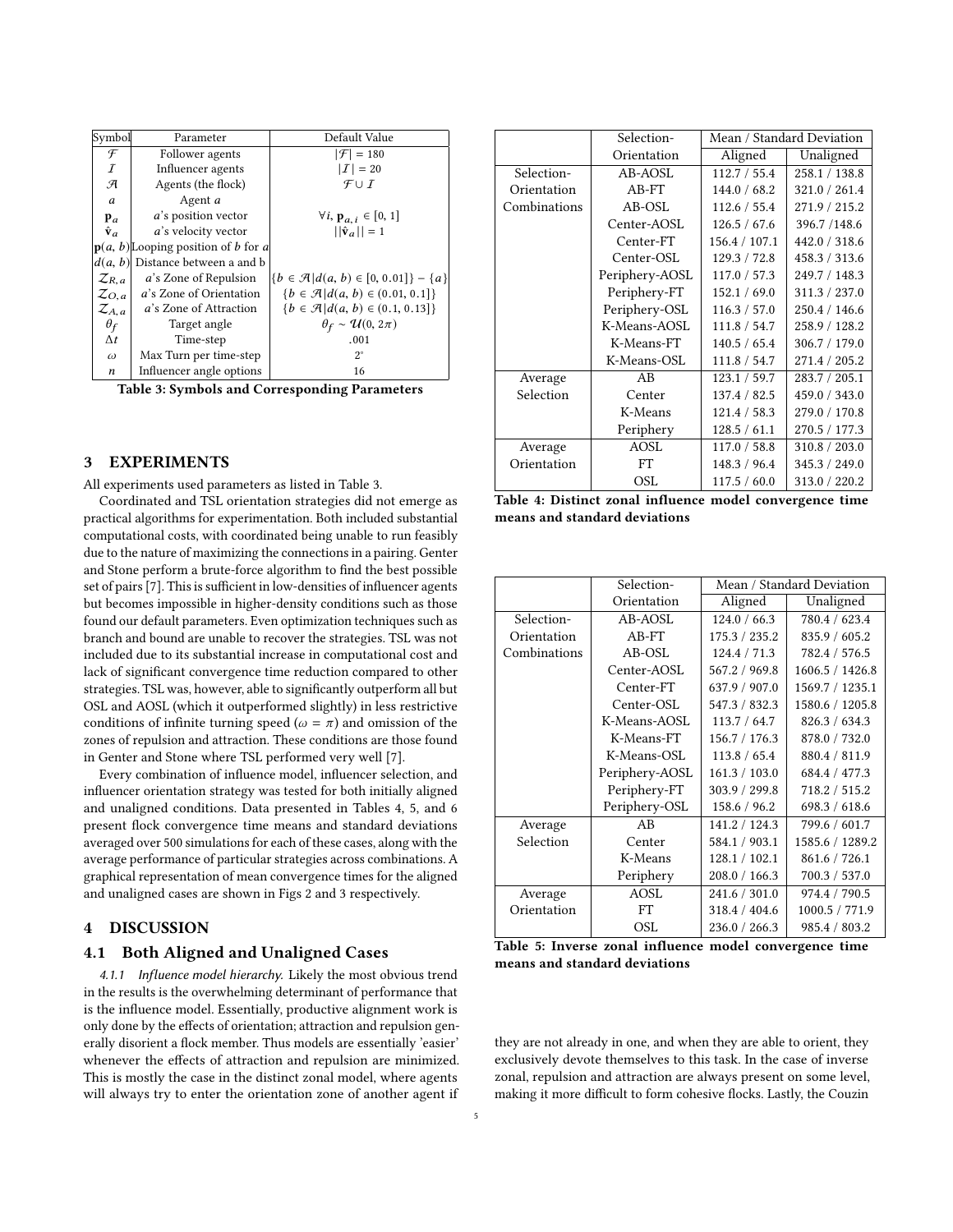| Symbol | Parameter | Default Value |
|---|---|---|
| $\mathcal{F}$ | Follower agents | $\lvert\mathcal{F}\rvert = 180$ |
| $\mathcal{I}$ | Influencer agents | $\lvert\mathcal{I}\rvert = 20$ |
| $\mathcal{A}$ | Agents (the flock) | $\mathcal{F} \cup \mathcal{I}$ |
| $a$ | Agent $a$ | |
| $\mathbf{p}_a$ | $a$'s position vector | $\forall i, \mathbf{p}_{a,i} \in [0, 1]$ |
| $\hat{\mathbf{v}}_a$ | $a$'s velocity vector | $\lvert\lvert\hat{\mathbf{v}}_a\rvert\rvert = 1$ |
| $\mathbf{p}(a, b)$ | Looping position of $b$ for $a$ | |
| $d(a, b)$ | Distance between a and b | |
| $\mathcal{Z}_{R,a}$ | $a$'s Zone of Repulsion | $\{b \in \mathcal{A} \mid d(a, b) \in [0, 0.01]\} - \{a\}$ |
| $\mathcal{Z}_{O,a}$ | $a$'s Zone of Orientation | $\{b \in \mathcal{A} \mid d(a, b) \in (0.01, 0.1]\}$ |
| $\mathcal{Z}_{A,a}$ | $a$'s Zone of Attraction | $\{b \in \mathcal{A} \mid d(a, b) \in (0.1, 0.13]\}$ |
| $\theta_f$ | Target angle | $\theta_f \sim \mathcal{U}(0, 2\pi)$ |
| $\Delta t$ | Time-step | .001 |
| $\omega$ | Max Turn per time-step | $2^{\circ}$ |
| $n$ | Influencer angle options | 16 |

**Table 3: Symbols and Corresponding Parameters**

## 3 EXPERIMENTS

All experiments used parameters as listed in Table 3.

Coordinated and TSL orientation strategies did not emerge as practical algorithms for experimentation. Both included substantial computational costs, with coordinated being unable to run feasibly due to the nature of maximizing the connections in a pairing. Genter and Stone perform a brute-force algorithm to find the best possible set of pairs [7]. This is sufficient in low-densities of influencer agents but becomes impossible in higher-density conditions such as those found our default parameters. Even optimization techniques such as branch and bound are unable to recover the strategies. TSL was not included due to its substantial increase in computational cost and lack of significant convergence time reduction compared to other strategies. TSL was, however, able to significantly outperform all but OSL and AOSL (which it outperformed slightly) in less restrictive conditions of infinite turning speed ($\omega = \pi$) and omission of the zones of repulsion and attraction. These conditions are those found in Genter and Stone where TSL performed very well [7].

Every combination of influence model, influencer selection, and influencer orientation strategy was tested for both initially aligned and unaligned conditions. Data presented in Tables 4, 5, and 6 present flock convergence time means and standard deviations averaged over 500 simulations for each of these cases, along with the average performance of particular strategies across combinations. A graphical representation of mean convergence times for the aligned and unaligned cases are shown in Figs 2 and 3 respectively.

## 4 DISCUSSION

### 4.1 Both Aligned and Unaligned Cases

*4.1.1 Influence model hierarchy.* Likely the most obvious trend in the results is the overwhelming determinant of performance that is the influence model. Essentially, productive alignment work is only done by the effects of orientation; attraction and repulsion generally disorient a flock member. Thus models are essentially 'easier' whenever the effects of attraction and repulsion are minimized. This is mostly the case in the distinct zonal model, where agents will always try to enter the orientation zone of another agent if they are not already in one, and when they are able to orient, they exclusively devote themselves to this task. In the case of inverse zonal, repulsion and attraction are always present on some level, making it more difficult to form cohesive flocks. Lastly, the Couzin

| | Selection-Orientation | Mean / Standard Deviation | |
|---|---|---|---|
| | | Aligned | Unaligned |
| Selection-Orientation Combinations | AB-AOSL | 112.7 / 55.4 | 258.1 / 138.8 |
| | AB-FT | 144.0 / 68.2 | 321.0 / 261.4 |
| | AB-OSL | 112.6 / 55.4 | 271.9 / 215.2 |
| | Center-AOSL | 126.5 / 67.6 | 396.7 /148.6 |
| | Center-FT | 156.4 / 107.1 | 442.0 / 318.6 |
| | Center-OSL | 129.3 / 72.8 | 458.3 / 313.6 |
| | Periphery-AOSL | 117.0 / 57.3 | 249.7 / 148.3 |
| | Periphery-FT | 152.1 / 69.0 | 311.3 / 237.0 |
| | Periphery-OSL | 116.3 / 57.0 | 250.4 / 146.6 |
| | K-Means-AOSL | 111.8 / 54.7 | 258.9 / 128.2 |
| | K-Means-FT | 140.5 / 65.4 | 306.7 / 179.0 |
| | K-Means-OSL | 111.8 / 54.7 | 271.4 / 205.2 |
| Average Selection | AB | 123.1 / 59.7 | 283.7 / 205.1 |
| | Center | 137.4 / 82.5 | 459.0 / 343.0 |
| | K-Means | 121.4 / 58.3 | 279.0 / 170.8 |
| | Periphery | 128.5 / 61.1 | 270.5 / 177.3 |
| Average Orientation | AOSL | 117.0 / 58.8 | 310.8 / 203.0 |
| | FT | 148.3 / 96.4 | 345.3 / 249.0 |
| | OSL | 117.5 / 60.0 | 313.0 / 220.2 |

**Table 4: Distinct zonal influence model convergence time means and standard deviations**

| | Selection-Orientation | Mean / Standard Deviation | |
|---|---|---|---|
| | | Aligned | Unaligned |
| Selection-Orientation Combinations | AB-AOSL | 124.0 / 66.3 | 780.4 / 623.4 |
| | AB-FT | 175.3 / 235.2 | 835.9 / 605.2 |
| | AB-OSL | 124.4 / 71.3 | 782.4 / 576.5 |
| | Center-AOSL | 567.2 / 969.8 | 1606.5 / 1426.8 |
| | Center-FT | 637.9 / 907.0 | 1569.7 / 1235.1 |
| | Center-OSL | 547.3 / 832.3 | 1580.6 / 1205.8 |
| | K-Means-AOSL | 113.7 / 64.7 | 826.3 / 634.3 |
| | K-Means-FT | 156.7 / 176.3 | 878.0 / 732.0 |
| | K-Means-OSL | 113.8 / 65.4 | 880.4 / 811.9 |
| | Periphery-AOSL | 161.3 / 103.0 | 684.4 / 477.3 |
| | Periphery-FT | 303.9 / 299.8 | 718.2 / 515.2 |
| | Periphery-OSL | 158.6 / 96.2 | 698.3 / 618.6 |
| Average Selection | AB | 141.2 / 124.3 | 799.6 / 601.7 |
| | Center | 584.1 / 903.1 | 1585.6 / 1289.2 |
| | K-Means | 128.1 / 102.1 | 861.6 / 726.1 |
| | Periphery | 208.0 / 166.3 | 700.3 / 537.0 |
| Average Orientation | AOSL | 241.6 / 301.0 | 974.4 / 790.5 |
| | FT | 318.4 / 404.6 | 1000.5 / 771.9 |
| | OSL | 236.0 / 266.3 | 985.4 / 803.2 |

**Table 5: Inverse zonal influence model convergence time means and standard deviations**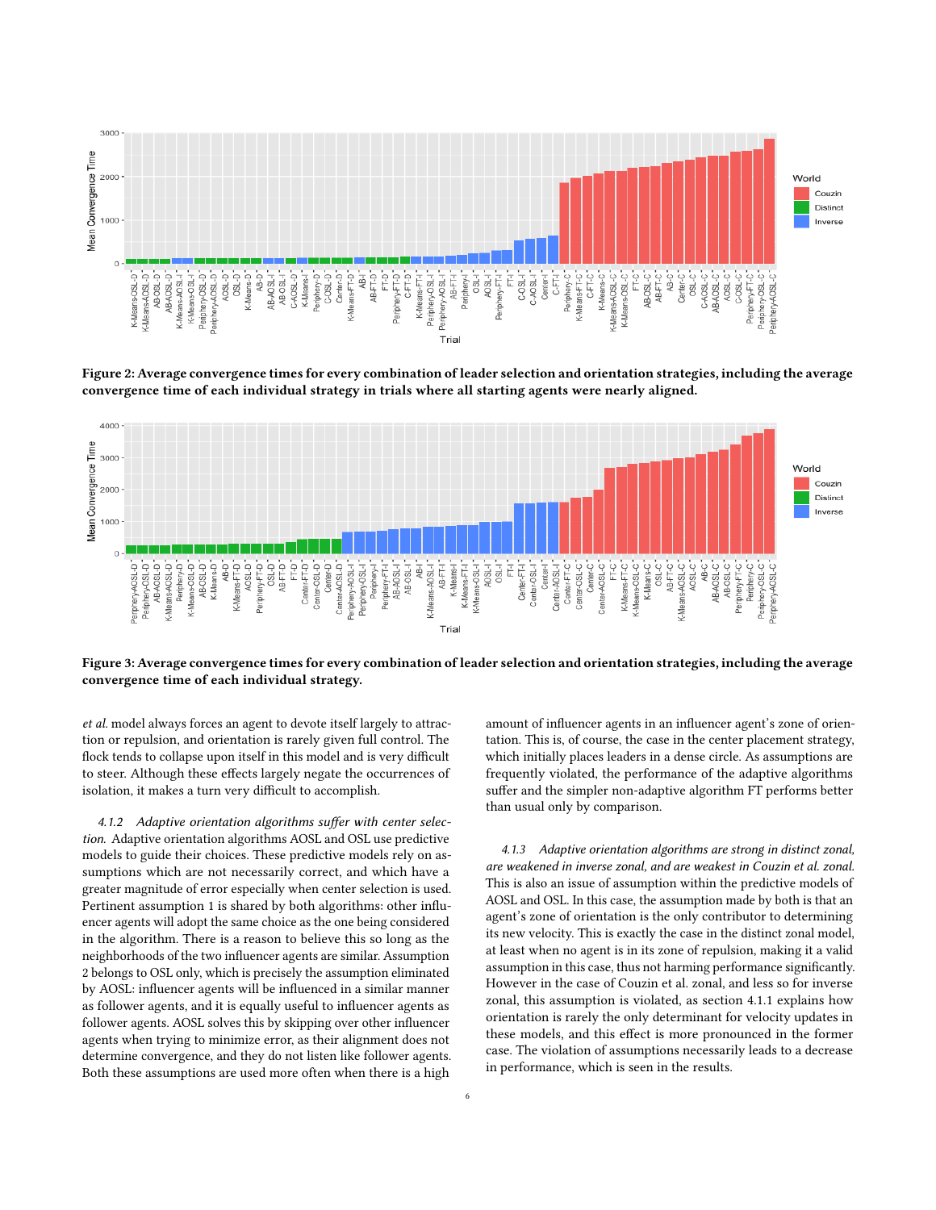Figure 2: Average convergence times for every combination of leader selection and orientation strategies, including the average convergence time of each individual strategy in trials where all starting agents were nearly aligned.

Figure 3: Average convergence times for every combination of leader selection and orientation strategies, including the average convergence time of each individual strategy.

*et al.* model always forces an agent to devote itself largely to attraction or repulsion, and orientation is rarely given full control. The flock tends to collapse upon itself in this model and is very difficult to steer. Although these effects largely negate the occurrences of isolation, it makes a turn very difficult to accomplish.

#### 4.1.2 *Adaptive orientation algorithms suffer with center selection.*

Adaptive orientation algorithms AOSL and OSL use predictive models to guide their choices. These predictive models rely on assumptions which are not necessarily correct, and which have a greater magnitude of error especially when center selection is used. Pertinent assumption 1 is shared by both algorithms: other influencer agents will adopt the same choice as the one being considered in the algorithm. There is a reason to believe this so long as the neighborhoods of the two influencer agents are similar. Assumption 2 belongs to OSL only, which is precisely the assumption eliminated by AOSL: influencer agents will be influenced in a similar manner as follower agents, and it is equally useful to influencer agents as follower agents. AOSL solves this by skipping over other influencer agents when trying to minimize error, as their alignment does not determine convergence, and they do not listen like follower agents. Both these assumptions are used more often when there is a high amount of influencer agents in an influencer agent's zone of orientation. This is, of course, the case in the center placement strategy, which initially places leaders in a dense circle. As assumptions are frequently violated, the performance of the adaptive algorithms suffer and the simpler non-adaptive algorithm FT performs better than usual only by comparison.

#### 4.1.3 *Adaptive orientation algorithms are strong in distinct zonal, are weakened in inverse zonal, and are weakest in Couzin et al. zonal.*

This is also an issue of assumption within the predictive models of AOSL and OSL. In this case, the assumption made by both is that an agent's zone of orientation is the only contributor to determining its new velocity. This is exactly the case in the distinct zonal model, at least when no agent is in its zone of repulsion, making it a valid assumption in this case, thus not harming performance significantly. However in the case of Couzin et al. zonal, and less so for inverse zonal, this assumption is violated, as section 4.1.1 explains how orientation is rarely the only determinant for velocity updates in these models, and this effect is more pronounced in the former case. The violation of assumptions necessarily leads to a decrease in performance, which is seen in the results.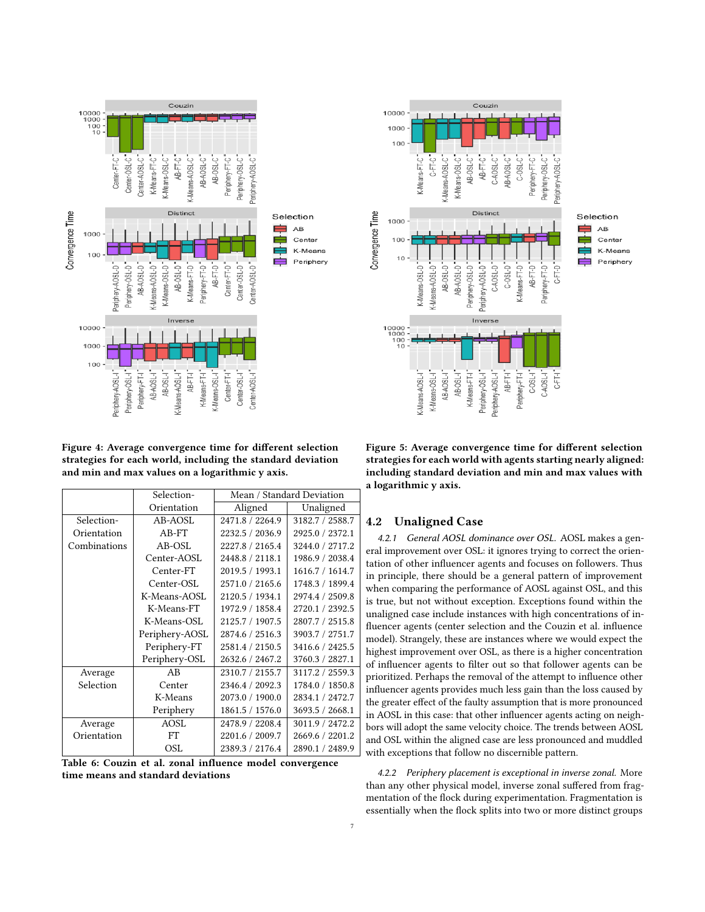Figure 4: Average convergence time for different selection strategies for each world, including the standard deviation and min and max values on a logarithmic y axis.

Figure 5: Average convergence time for different selection strategies for each world with agents starting nearly aligned: including standard deviation and min and max values with a logarithmic y axis.

| | Selection-Orientation | Mean / Standard Deviation | |
|---|---|---|---|
| | | Aligned | Unaligned |
| Selection-Orientation Combinations | AB-AOSL | 2471.8 / 2264.9 | 3182.7 / 2588.7 |
| | AB-FT | 2232.5 / 2036.9 | 2925.0 / 2372.1 |
| | AB-OSL | 2227.8 / 2165.4 | 3244.0 / 2717.2 |
| | Center-AOSL | 2448.8 / 2118.1 | 1986.9 / 2038.4 |
| | Center-FT | 2019.5 / 1993.1 | 1616.7 / 1614.7 |
| | Center-OSL | 2571.0 / 2165.6 | 1748.3 / 1899.4 |
| | K-Means-AOSL | 2120.5 / 1934.1 | 2974.4 / 2509.8 |
| | K-Means-FT | 1972.9 / 1858.4 | 2720.1 / 2392.5 |
| | K-Means-OSL | 2125.7 / 1907.5 | 2807.7 / 2515.8 |
| | Periphery-AOSL | 2874.6 / 2516.3 | 3903.7 / 2751.7 |
| | Periphery-FT | 2581.4 / 2150.5 | 3416.6 / 2425.5 |
| | Periphery-OSL | 2632.6 / 2467.2 | 3760.3 / 2827.1 |
| Average Selection | AB | 2310.7 / 2155.7 | 3117.2 / 2559.3 |
| | Center | 2346.4 / 2092.3 | 1784.0 / 1850.8 |
| | K-Means | 2073.0 / 1900.0 | 2834.1 / 2472.7 |
| | Periphery | 1861.5 / 1576.0 | 3693.5 / 2668.1 |
| Average Orientation | AOSL | 2478.9 / 2208.4 | 3011.9 / 2472.2 |
| | FT | 2201.6 / 2009.7 | 2669.6 / 2201.2 |
| | OSL | 2389.3 / 2176.4 | 2890.1 / 2489.9 |

Table 6: Couzin et al. zonal influence model convergence time means and standard deviations

## 4.2 Unaligned Case

*4.2.1 General AOSL dominance over OSL.* AOSL makes a general improvement over OSL: it ignores trying to correct the orientation of other influencer agents and focuses on followers. Thus in principle, there should be a general pattern of improvement when comparing the performance of AOSL against OSL, and this is true, but not without exception. Exceptions found within the unaligned case include instances with high concentrations of influencer agents (center selection and the Couzin et al. influence model). Strangely, these are instances where we would expect the highest improvement over OSL, as there is a higher concentration of influencer agents to filter out so that follower agents can be prioritized. Perhaps the removal of the attempt to influence other influencer agents provides much less gain than the loss caused by the faulty assumption that is more pronounced in AOSL in this case: that other influencer agents acting on neighbors will adopt the same velocity choice. The trends between AOSL and OSL within the aligned case are less pronounced and muddled with exceptions that follow no discernible pattern.

*4.2.2 Periphery placement is exceptional in inverse zonal.* More than any other physical model, inverse zonal suffered from fragmentation of the flock during experimentation. Fragmentation is essentially when the flock splits into two or more distinct groups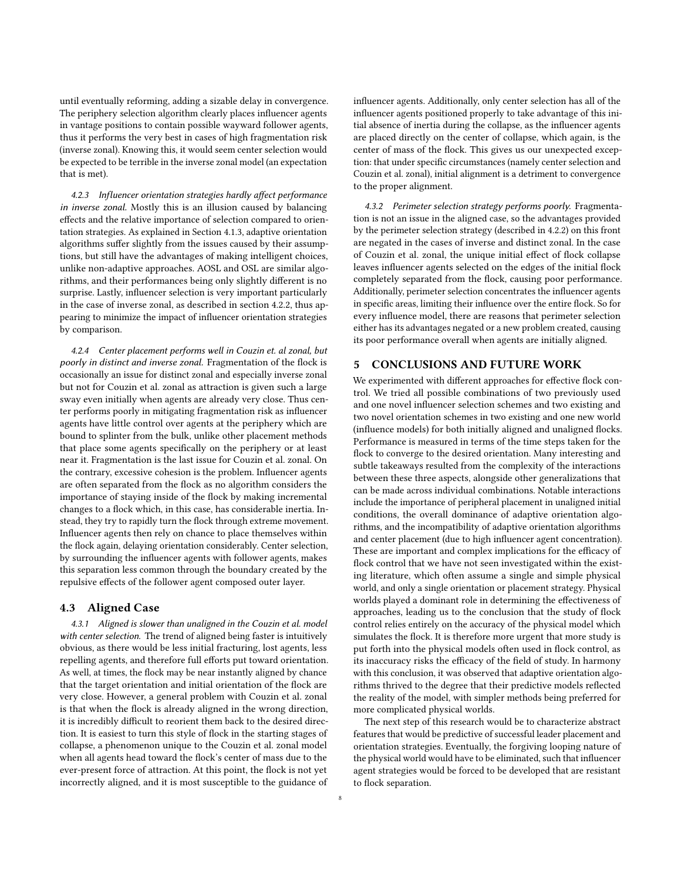until eventually reforming, adding a sizable delay in convergence. The periphery selection algorithm clearly places influencer agents in vantage positions to contain possible wayward follower agents, thus it performs the very best in cases of high fragmentation risk (inverse zonal). Knowing this, it would seem center selection would be expected to be terrible in the inverse zonal model (an expectation that is met).

*4.2.3 Influencer orientation strategies hardly affect performance in inverse zonal.* Mostly this is an illusion caused by balancing effects and the relative importance of selection compared to orientation strategies. As explained in Section 4.1.3, adaptive orientation algorithms suffer slightly from the issues caused by their assumptions, but still have the advantages of making intelligent choices, unlike non-adaptive approaches. AOSL and OSL are similar algorithms, and their performances being only slightly different is no surprise. Lastly, influencer selection is very important particularly in the case of inverse zonal, as described in section 4.2.2, thus appearing to minimize the impact of influencer orientation strategies by comparison.

*4.2.4 Center placement performs well in Couzin et. al zonal, but poorly in distinct and inverse zonal.* Fragmentation of the flock is occasionally an issue for distinct zonal and especially inverse zonal but not for Couzin et al. zonal as attraction is given such a large sway even initially when agents are already very close. Thus center performs poorly in mitigating fragmentation risk as influencer agents have little control over agents at the periphery which are bound to splinter from the bulk, unlike other placement methods that place some agents specifically on the periphery or at least near it. Fragmentation is the last issue for Couzin et al. zonal. On the contrary, excessive cohesion is the problem. Influencer agents are often separated from the flock as no algorithm considers the importance of staying inside of the flock by making incremental changes to a flock which, in this case, has considerable inertia. Instead, they try to rapidly turn the flock through extreme movement. Influencer agents then rely on chance to place themselves within the flock again, delaying orientation considerably. Center selection, by surrounding the influencer agents with follower agents, makes this separation less common through the boundary created by the repulsive effects of the follower agent composed outer layer.

### 4.3 Aligned Case

*4.3.1 Aligned is slower than unaligned in the Couzin et al. model with center selection.* The trend of aligned being faster is intuitively obvious, as there would be less initial fracturing, lost agents, less repelling agents, and therefore full efforts put toward orientation. As well, at times, the flock may be near instantly aligned by chance that the target orientation and initial orientation of the flock are very close. However, a general problem with Couzin et al. zonal is that when the flock is already aligned in the wrong direction, it is incredibly difficult to reorient them back to the desired direction. It is easiest to turn this style of flock in the starting stages of collapse, a phenomenon unique to the Couzin et al. zonal model when all agents head toward the flock's center of mass due to the ever-present force of attraction. At this point, the flock is not yet incorrectly aligned, and it is most susceptible to the guidance of influencer agents. Additionally, only center selection has all of the influencer agents positioned properly to take advantage of this initial absence of inertia during the collapse, as the influencer agents are placed directly on the center of collapse, which again, is the center of mass of the flock. This gives us our unexpected exception: that under specific circumstances (namely center selection and Couzin et al. zonal), initial alignment is a detriment to convergence to the proper alignment.

*4.3.2 Perimeter selection strategy performs poorly.* Fragmentation is not an issue in the aligned case, so the advantages provided by the perimeter selection strategy (described in 4.2.2) on this front are negated in the cases of inverse and distinct zonal. In the case of Couzin et al. zonal, the unique initial effect of flock collapse leaves influencer agents selected on the edges of the initial flock completely separated from the flock, causing poor performance. Additionally, perimeter selection concentrates the influencer agents in specific areas, limiting their influence over the entire flock. So for every influence model, there are reasons that perimeter selection either has its advantages negated or a new problem created, causing its poor performance overall when agents are initially aligned.

## 5 CONCLUSIONS AND FUTURE WORK

We experimented with different approaches for effective flock control. We tried all possible combinations of two previously used and one novel influencer selection schemes and two existing and two novel orientation schemes in two existing and one new world (influence models) for both initially aligned and unaligned flocks. Performance is measured in terms of the time steps taken for the flock to converge to the desired orientation. Many interesting and subtle takeaways resulted from the complexity of the interactions between these three aspects, alongside other generalizations that can be made across individual combinations. Notable interactions include the importance of peripheral placement in unaligned initial conditions, the overall dominance of adaptive orientation algorithms, and the incompatibility of adaptive orientation algorithms and center placement (due to high influencer agent concentration). These are important and complex implications for the efficacy of flock control that we have not seen investigated within the existing literature, which often assume a single and simple physical world, and only a single orientation or placement strategy. Physical worlds played a dominant role in determining the effectiveness of approaches, leading us to the conclusion that the study of flock control relies entirely on the accuracy of the physical model which simulates the flock. It is therefore more urgent that more study is put forth into the physical models often used in flock control, as its inaccuracy risks the efficacy of the field of study. In harmony with this conclusion, it was observed that adaptive orientation algorithms thrived to the degree that their predictive models reflected the reality of the model, with simpler methods being preferred for more complicated physical worlds.

The next step of this research would be to characterize abstract features that would be predictive of successful leader placement and orientation strategies. Eventually, the forgiving looping nature of the physical world would have to be eliminated, such that influencer agent strategies would be forced to be developed that are resistant to flock separation.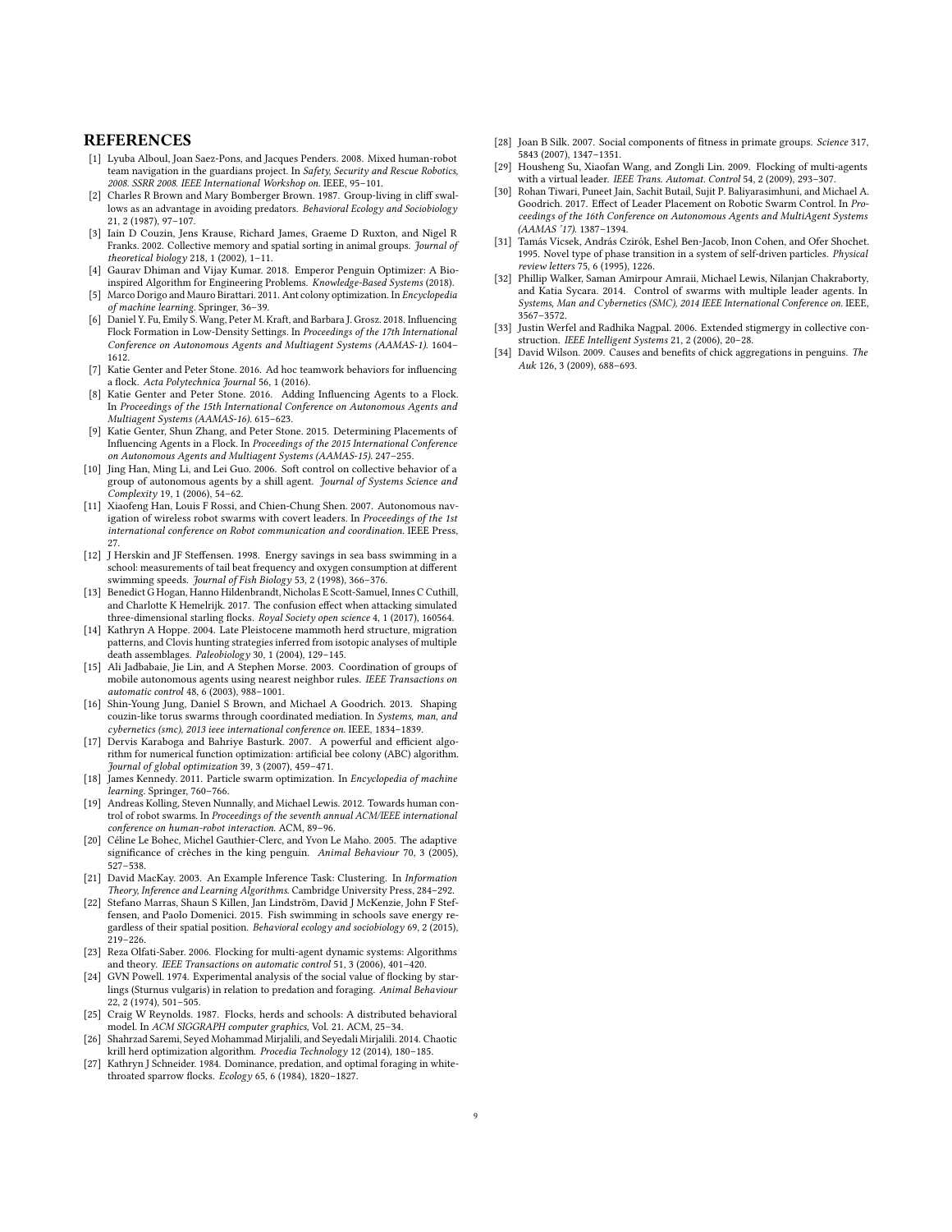## REFERENCES

[1] Lyuba Alboul, Joan Saez-Pons, and Jacques Penders. 2008. Mixed human-robot team navigation in the guardians project. In *Safety, Security and Rescue Robotics, 2008. SSRR 2008. IEEE International Workshop on*. IEEE, 95–101.

[2] Charles R Brown and Mary Bomberger Brown. 1987. Group-living in cliff swallows as an advantage in avoiding predators. *Behavioral Ecology and Sociobiology* 21, 2 (1987), 97–107.

[3] Iain D Couzin, Jens Krause, Richard James, Graeme D Ruxton, and Nigel R Franks. 2002. Collective memory and spatial sorting in animal groups. *Journal of theoretical biology* 218, 1 (2002), 1–11.

[4] Gaurav Dhiman and Vijay Kumar. 2018. Emperor Penguin Optimizer: A Bio-inspired Algorithm for Engineering Problems. *Knowledge-Based Systems* (2018).

[5] Marco Dorigo and Mauro Birattari. 2011. Ant colony optimization. In *Encyclopedia of machine learning*. Springer, 36–39.

[6] Daniel Y. Fu, Emily S. Wang, Peter M. Kraft, and Barbara J. Grosz. 2018. Influencing Flock Formation in Low-Density Settings. In *Proceedings of the 17th International Conference on Autonomous Agents and Multiagent Systems (AAMAS-1)*. 1604–1612.

[7] Katie Genter and Peter Stone. 2016. Ad hoc teamwork behaviors for influencing a flock. *Acta Polytechnica Journal* 56, 1 (2016).

[8] Katie Genter and Peter Stone. 2016. Adding Influencing Agents to a Flock. In *Proceedings of the 15th International Conference on Autonomous Agents and Multiagent Systems (AAMAS-16)*. 615–623.

[9] Katie Genter, Shun Zhang, and Peter Stone. 2015. Determining Placements of Influencing Agents in a Flock. In *Proceedings of the 2015 International Conference on Autonomous Agents and Multiagent Systems (AAMAS-15)*. 247–255.

[10] Jing Han, Ming Li, and Lei Guo. 2006. Soft control on collective behavior of a group of autonomous agents by a shill agent. *Journal of Systems Science and Complexity* 19, 1 (2006), 54–62.

[11] Xiaofeng Han, Louis F Rossi, and Chien-Chung Shen. 2007. Autonomous navigation of wireless robot swarms with covert leaders. In *Proceedings of the 1st international conference on Robot communication and coordination*. IEEE Press, 27.

[12] J Herskin and JF Steffensen. 1998. Energy savings in sea bass swimming in a school: measurements of tail beat frequency and oxygen consumption at different swimming speeds. *Journal of Fish Biology* 53, 2 (1998), 366–376.

[13] Benedict G Hogan, Hanno Hildenbrandt, Nicholas E Scott-Samuel, Innes C Cuthill, and Charlotte K Hemelrijk. 2017. The confusion effect when attacking simulated three-dimensional starling flocks. *Royal Society open science* 4, 1 (2017), 160564.

[14] Kathryn A Hoppe. 2004. Late Pleistocene mammoth herd structure, migration patterns, and Clovis hunting strategies inferred from isotopic analyses of multiple death assemblages. *Paleobiology* 30, 1 (2004), 129–145.

[15] Ali Jadbabaie, Jie Lin, and A Stephen Morse. 2003. Coordination of groups of mobile autonomous agents using nearest neighbor rules. *IEEE Transactions on automatic control* 48, 6 (2003), 988–1001.

[16] Shin-Young Jung, Daniel S Brown, and Michael A Goodrich. 2013. Shaping couzin-like torus swarms through coordinated mediation. In *Systems, man, and cybernetics (smc), 2013 ieee international conference on*. IEEE, 1834–1839.

[17] Dervis Karaboga and Bahriye Basturk. 2007. A powerful and efficient algorithm for numerical function optimization: artificial bee colony (ABC) algorithm. *Journal of global optimization* 39, 3 (2007), 459–471.

[18] James Kennedy. 2011. Particle swarm optimization. In *Encyclopedia of machine learning*. Springer, 760–766.

[19] Andreas Kolling, Steven Nunnally, and Michael Lewis. 2012. Towards human control of robot swarms. In *Proceedings of the seventh annual ACM/IEEE international conference on human-robot interaction*. ACM, 89–96.

[20] Céline Le Bohec, Michel Gauthier-Clerc, and Yvon Le Maho. 2005. The adaptive significance of crèches in the king penguin. *Animal Behaviour* 70, 3 (2005), 527–538.

[21] David MacKay. 2003. An Example Inference Task: Clustering. In *Information Theory, Inference and Learning Algorithms*. Cambridge University Press, 284–292.

[22] Stefano Marras, Shaun S Killen, Jan Lindström, David J McKenzie, John F Steffensen, and Paolo Domenici. 2015. Fish swimming in schools save energy regardless of their spatial position. *Behavioral ecology and sociobiology* 69, 2 (2015), 219–226.

[23] Reza Olfati-Saber. 2006. Flocking for multi-agent dynamic systems: Algorithms and theory. *IEEE Transactions on automatic control* 51, 3 (2006), 401–420.

[24] GVN Powell. 1974. Experimental analysis of the social value of flocking by starlings (Sturnus vulgaris) in relation to predation and foraging. *Animal Behaviour* 22, 2 (1974), 501–505.

[25] Craig W Reynolds. 1987. Flocks, herds and schools: A distributed behavioral model. In *ACM SIGGRAPH computer graphics*, Vol. 21. ACM, 25–34.

[26] Shahrzad Saremi, Seyed Mohammad Mirjalili, and Seyedali Mirjalili. 2014. Chaotic krill herd optimization algorithm. *Procedia Technology* 12 (2014), 180–185.

[27] Kathryn J Schneider. 1984. Dominance, predation, and optimal foraging in white-throated sparrow flocks. *Ecology* 65, 6 (1984), 1820–1827.

[28] Joan B Silk. 2007. Social components of fitness in primate groups. *Science* 317, 5843 (2007), 1347–1351.

[29] Housheng Su, Xiaofan Wang, and Zongli Lin. 2009. Flocking of multi-agents with a virtual leader. *IEEE Trans. Automat. Control* 54, 2 (2009), 293–307.

[30] Rohan Tiwari, Puneet Jain, Sachit Butail, Sujit P. Baliyarasimhuni, and Michael A. Goodrich. 2017. Effect of Leader Placement on Robotic Swarm Control. In *Proceedings of the 16th Conference on Autonomous Agents and MultiAgent Systems (AAMAS '17)*. 1387–1394.

[31] Tamás Vicsek, András Czirók, Eshel Ben-Jacob, Inon Cohen, and Ofer Shochet. 1995. Novel type of phase transition in a system of self-driven particles. *Physical review letters* 75, 6 (1995), 1226.

[32] Phillip Walker, Saman Amirpour Amraii, Michael Lewis, Nilanjan Chakraborty, and Katia Sycara. 2014. Control of swarms with multiple leader agents. In *Systems, Man and Cybernetics (SMC), 2014 IEEE International Conference on*. IEEE, 3567–3572.

[33] Justin Werfel and Radhika Nagpal. 2006. Extended stigmergy in collective construction. *IEEE Intelligent Systems* 21, 2 (2006), 20–28.

[34] David Wilson. 2009. Causes and benefits of chick aggregations in penguins. *The Auk* 126, 3 (2009), 688–693.